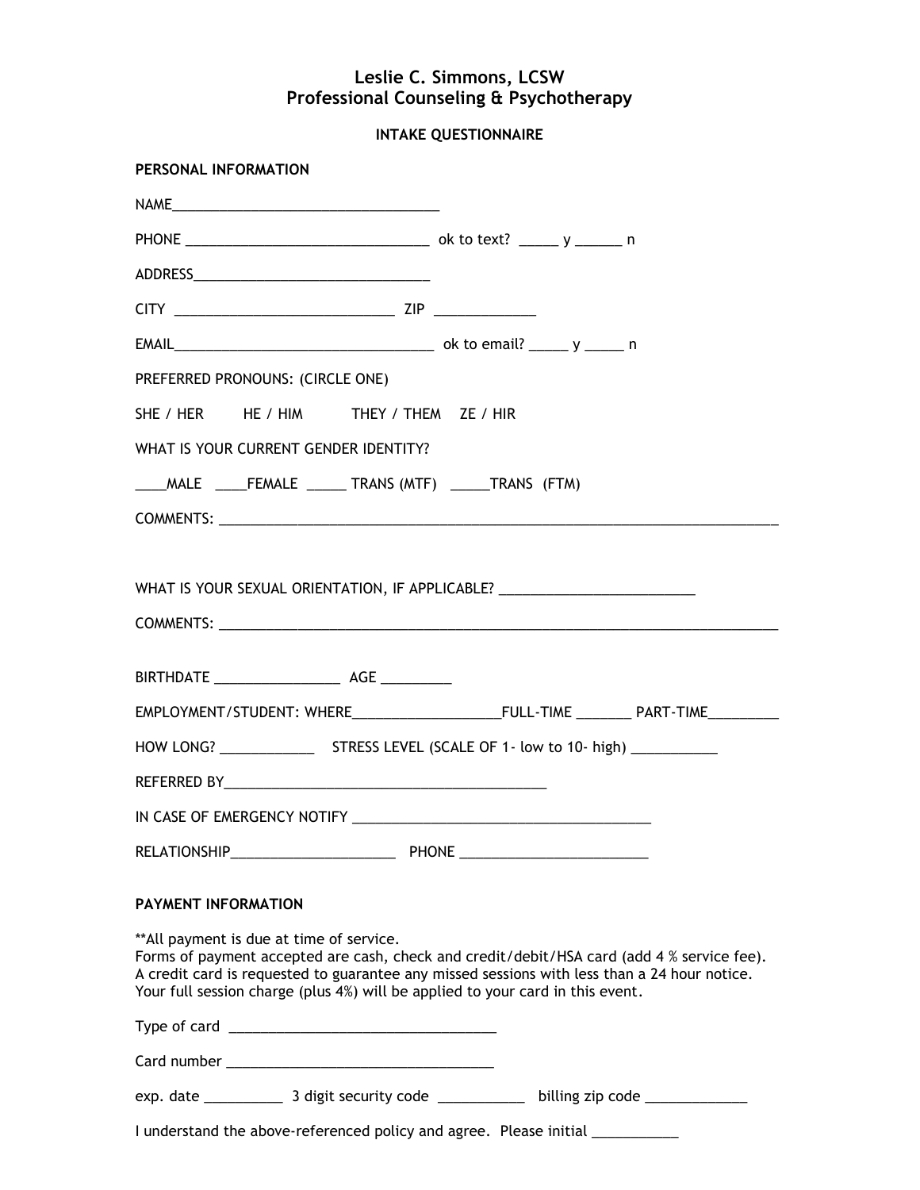# Leslie C. Simmons, LCSW
## Professional Counseling & Psychotherapy

**INTAKE QUESTIONNAIRE**

**PERSONAL INFORMATION**

NAME___________________________________

PHONE ________________________________ ok to text? _____ y ______ n

ADDRESS_______________________________

CITY _____________________________ ZIP _____________

EMAIL__________________________________ ok to email? _____ y _____ n

PREFERRED PRONOUNS: (CIRCLE ONE)

SHE / HER HE / HIM THEY / THEM ZE / HIR

WHAT IS YOUR CURRENT GENDER IDENTITY?

____MALE ____FEMALE _____ TRANS (MTF) _____TRANS (FTM)

COMMENTS: ____________________________________________________________________________

WHAT IS YOUR SEXUAL ORIENTATION, IF APPLICABLE? _________________________

COMMENTS: ____________________________________________________________________________

BIRTHDATE ________________ AGE _________

EMPLOYMENT/STUDENT: WHERE___________________FULL-TIME _______ PART-TIME_________

HOW LONG? ____________ STRESS LEVEL (SCALE OF 1- low to 10- high) ___________

REFERRED BY__________________________________________

IN CASE OF EMERGENCY NOTIFY _______________________________________

RELATIONSHIP_____________________ PHONE ________________________

**PAYMENT INFORMATION**

**All payment is due at time of service.
Forms of payment accepted are cash, check and credit/debit/HSA card (add 4 % service fee).
A credit card is requested to guarantee any missed sessions with less than a 24 hour notice.
Your full session charge (plus 4%) will be applied to your card in this event.

Type of card ___________________________________

Card number ___________________________________

exp. date __________ 3 digit security code ___________ billing zip code _____________

I understand the above-referenced policy and agree. Please initial ___________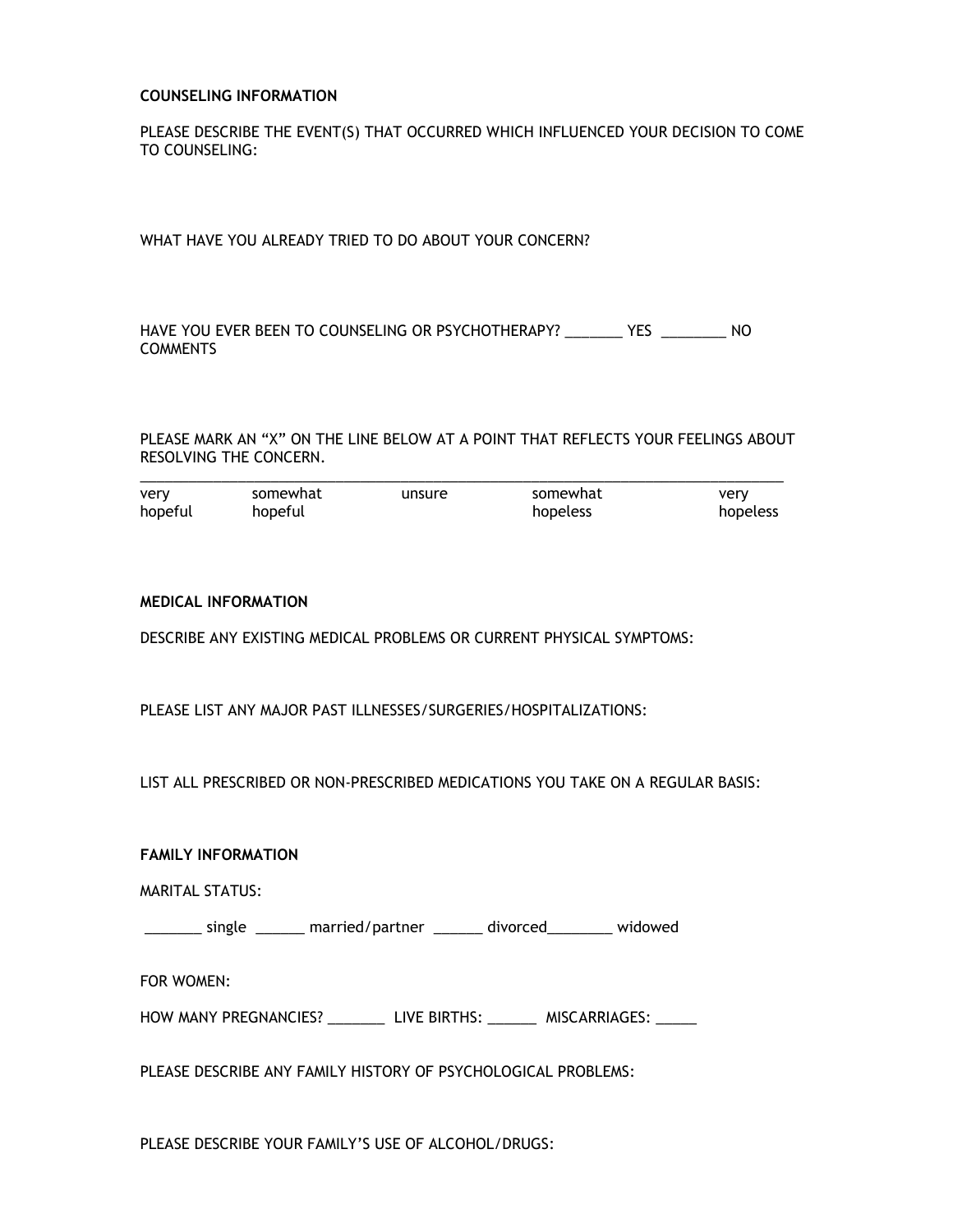**COUNSELING INFORMATION**

PLEASE DESCRIBE THE EVENT(S) THAT OCCURRED WHICH INFLUENCED YOUR DECISION TO COME TO COUNSELING:

WHAT HAVE YOU ALREADY TRIED TO DO ABOUT YOUR CONCERN?

HAVE YOU EVER BEEN TO COUNSELING OR PSYCHOTHERAPY? _______ YES ________ NO
COMMENTS

PLEASE MARK AN "X" ON THE LINE BELOW AT A POINT THAT REFLECTS YOUR FEELINGS ABOUT RESOLVING THE CONCERN.

_______________________________________________________________________________

| very hopeful | somewhat hopeful | unsure | somewhat hopeless | very hopeless |
|---|---|---|---|---|

**MEDICAL INFORMATION**

DESCRIBE ANY EXISTING MEDICAL PROBLEMS OR CURRENT PHYSICAL SYMPTOMS:

PLEASE LIST ANY MAJOR PAST ILLNESSES/SURGERIES/HOSPITALIZATIONS:

LIST ALL PRESCRIBED OR NON-PRESCRIBED MEDICATIONS YOU TAKE ON A REGULAR BASIS:

**FAMILY INFORMATION**

MARITAL STATUS:

_______ single ______ married/partner ______ divorced________ widowed

FOR WOMEN:

HOW MANY PREGNANCIES? _______ LIVE BIRTHS: ______ MISCARRIAGES: _____

PLEASE DESCRIBE ANY FAMILY HISTORY OF PSYCHOLOGICAL PROBLEMS:

PLEASE DESCRIBE YOUR FAMILY'S USE OF ALCOHOL/DRUGS: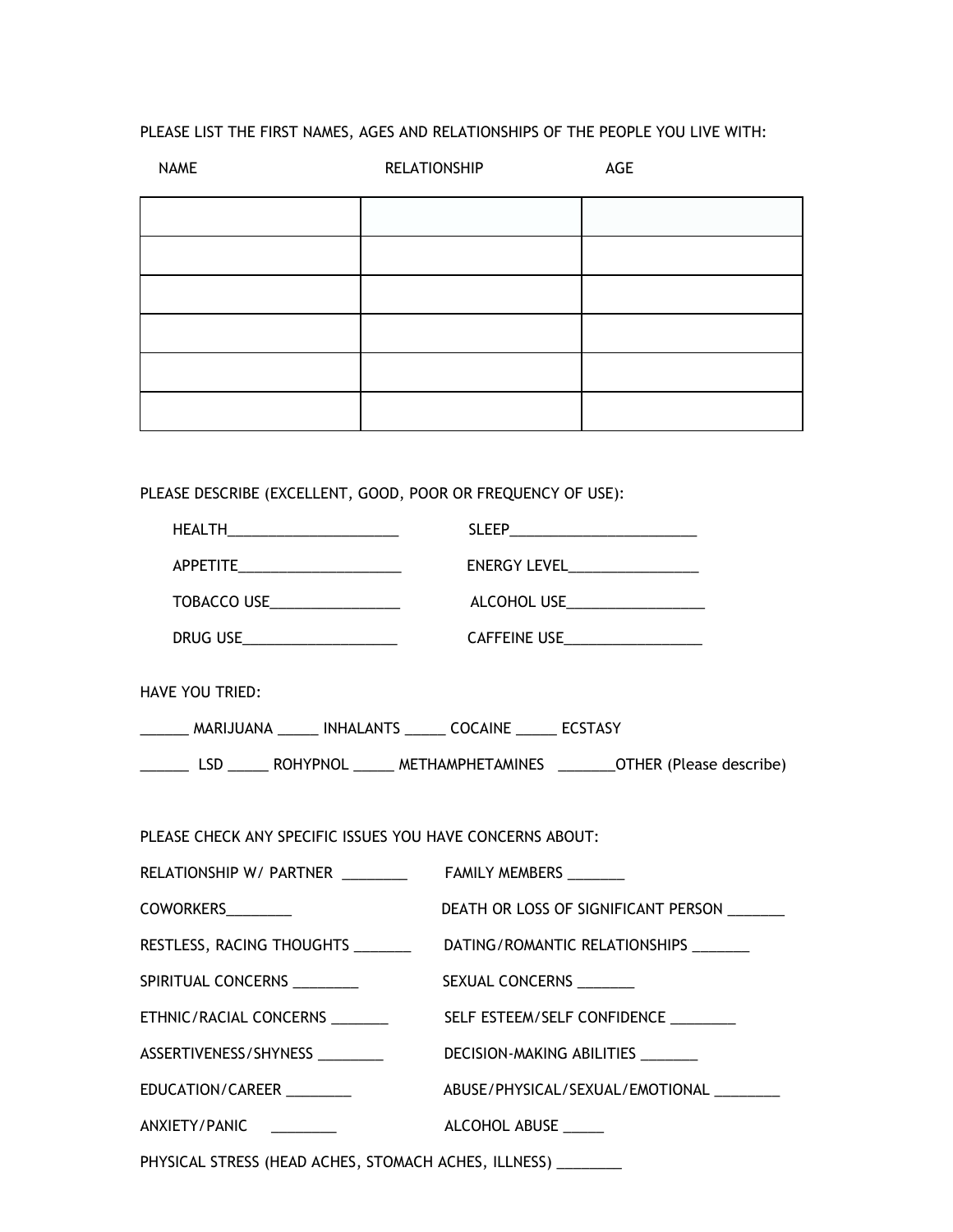PLEASE LIST THE FIRST NAMES, AGES AND RELATIONSHIPS OF THE PEOPLE YOU LIVE WITH:

| NAME | RELATIONSHIP | AGE |
|---|---|---|
| | | |
| | | |
| | | |
| | | |
| | | |
| | | |

PLEASE DESCRIBE (EXCELLENT, GOOD, POOR OR FREQUENCY OF USE):

HEALTH_____________________ SLEEP_______________________

APPETITE____________________ ENERGY LEVEL________________

TOBACCO USE________________ ALCOHOL USE_________________

DRUG USE___________________ CAFFEINE USE_________________

HAVE YOU TRIED:

______ MARIJUANA _____ INHALANTS _____ COCAINE _____ ECSTASY

______ LSD _____ ROHYPNOL _____ METHAMPHETAMINES _______OTHER (Please describe)

PLEASE CHECK ANY SPECIFIC ISSUES YOU HAVE CONCERNS ABOUT:

RELATIONSHIP W/ PARTNER ________ FAMILY MEMBERS _______

COWORKERS________ DEATH OR LOSS OF SIGNIFICANT PERSON _______

RESTLESS, RACING THOUGHTS _______ DATING/ROMANTIC RELATIONSHIPS _______

SPIRITUAL CONCERNS ________ SEXUAL CONCERNS _______

ETHNIC/RACIAL CONCERNS _______ SELF ESTEEM/SELF CONFIDENCE ________

ASSERTIVENESS/SHYNESS ________ DECISION-MAKING ABILITIES _______

EDUCATION/CAREER ________ ABUSE/PHYSICAL/SEXUAL/EMOTIONAL ________

ANXIETY/PANIC ________ ALCOHOL ABUSE _____

PHYSICAL STRESS (HEAD ACHES, STOMACH ACHES, ILLNESS) ________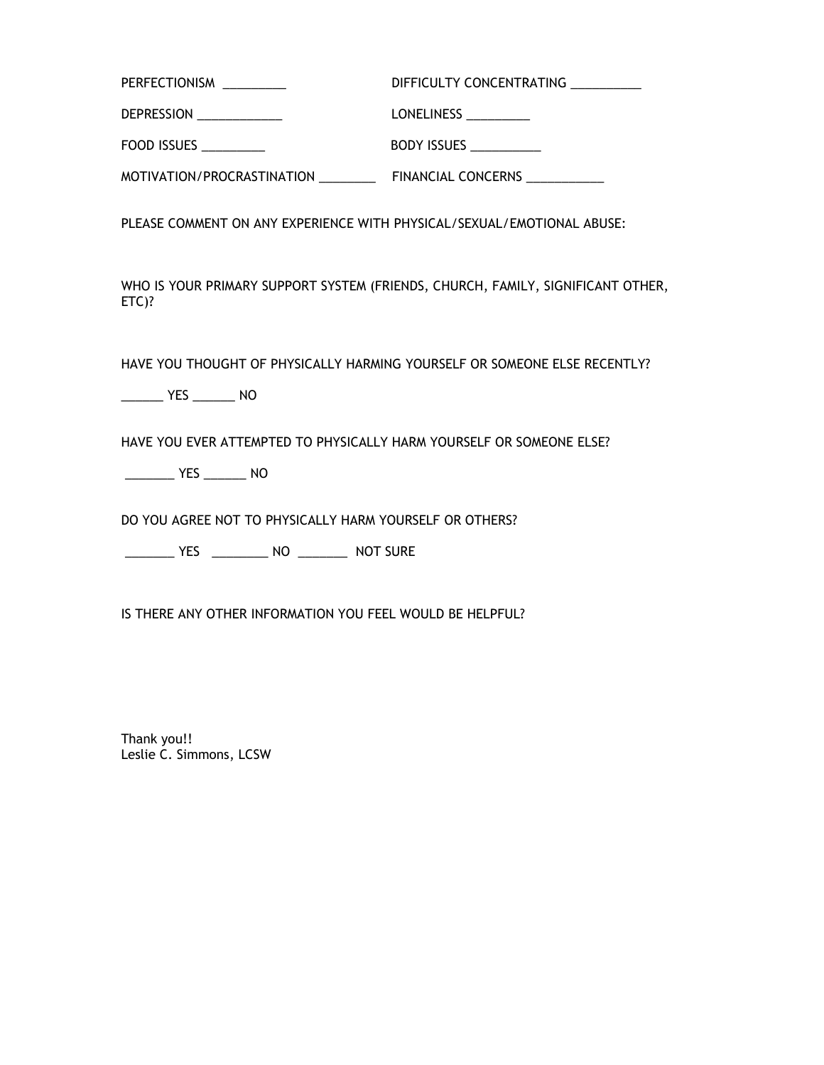PERFECTIONISM _________ DIFFICULTY CONCENTRATING __________

DEPRESSION ____________ LONELINESS _________

FOOD ISSUES _________ BODY ISSUES __________

MOTIVATION/PROCRASTINATION ________ FINANCIAL CONCERNS ___________

PLEASE COMMENT ON ANY EXPERIENCE WITH PHYSICAL/SEXUAL/EMOTIONAL ABUSE:

WHO IS YOUR PRIMARY SUPPORT SYSTEM (FRIENDS, CHURCH, FAMILY, SIGNIFICANT OTHER, ETC)?

HAVE YOU THOUGHT OF PHYSICALLY HARMING YOURSELF OR SOMEONE ELSE RECENTLY?

______ YES ______ NO

HAVE YOU EVER ATTEMPTED TO PHYSICALLY HARM YOURSELF OR SOMEONE ELSE?

_______ YES ______ NO

DO YOU AGREE NOT TO PHYSICALLY HARM YOURSELF OR OTHERS?

_______ YES ________ NO _______ NOT SURE

IS THERE ANY OTHER INFORMATION YOU FEEL WOULD BE HELPFUL?

Thank you!!
Leslie C. Simmons, LCSW